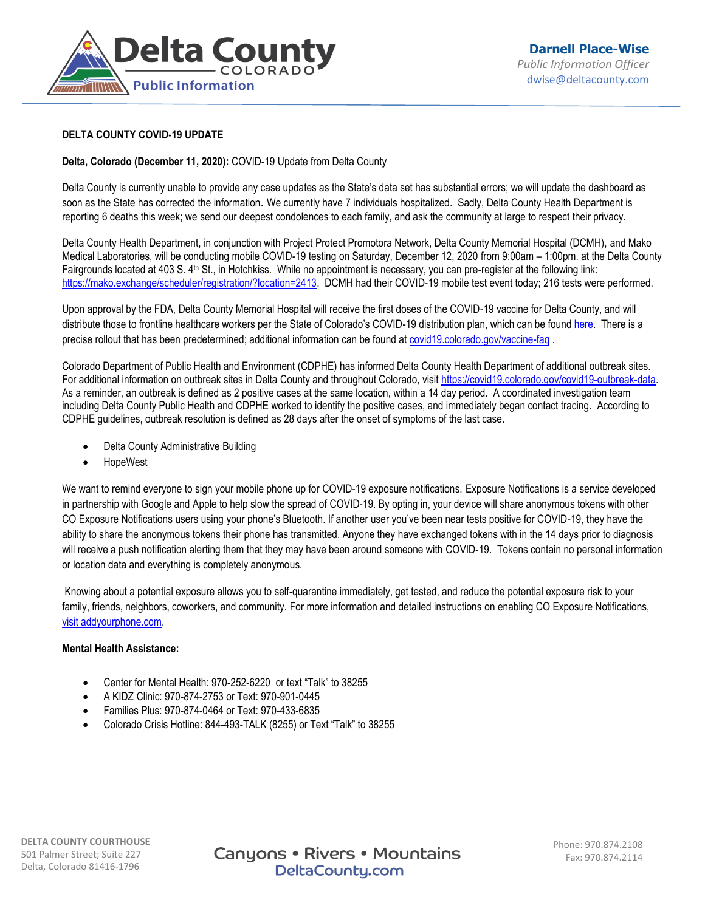Delta County COLORADO Public Information

**Darnell Place-Wise**
*Public Information Officer*
dwise@deltacounty.com

**DELTA COUNTY COVID-19 UPDATE**

**Delta, Colorado (December 11, 2020):** COVID-19 Update from Delta County

Delta County is currently unable to provide any case updates as the State's data set has substantial errors; we will update the dashboard as soon as the State has corrected the information. We currently have 7 individuals hospitalized. Sadly, Delta County Health Department is reporting 6 deaths this week; we send our deepest condolences to each family, and ask the community at large to respect their privacy.

Delta County Health Department, in conjunction with Project Protect Promotora Network, Delta County Memorial Hospital (DCMH), and Mako Medical Laboratories, will be conducting mobile COVID-19 testing on Saturday, December 12, 2020 from 9:00am – 1:00pm. at the Delta County Fairgrounds located at 403 S. 4th St., in Hotchkiss. While no appointment is necessary, you can pre-register at the following link: https://mako.exchange/scheduler/registration/?location=2413. DCMH had their COVID-19 mobile test event today; 216 tests were performed.

Upon approval by the FDA, Delta County Memorial Hospital will receive the first doses of the COVID-19 vaccine for Delta County, and will distribute those to frontline healthcare workers per the State of Colorado's COVID-19 distribution plan, which can be found here. There is a precise rollout that has been predetermined; additional information can be found at covid19.colorado.gov/vaccine-faq .

Colorado Department of Public Health and Environment (CDPHE) has informed Delta County Health Department of additional outbreak sites. For additional information on outbreak sites in Delta County and throughout Colorado, visit https://covid19.colorado.gov/covid19-outbreak-data. As a reminder, an outbreak is defined as 2 positive cases at the same location, within a 14 day period. A coordinated investigation team including Delta County Public Health and CDPHE worked to identify the positive cases, and immediately began contact tracing. According to CDPHE guidelines, outbreak resolution is defined as 28 days after the onset of symptoms of the last case.

- Delta County Administrative Building
- HopeWest

We want to remind everyone to sign your mobile phone up for COVID-19 exposure notifications. Exposure Notifications is a service developed in partnership with Google and Apple to help slow the spread of COVID-19. By opting in, your device will share anonymous tokens with other CO Exposure Notifications users using your phone's Bluetooth. If another user you've been near tests positive for COVID-19, they have the ability to share the anonymous tokens their phone has transmitted. Anyone they have exchanged tokens with in the 14 days prior to diagnosis will receive a push notification alerting them that they may have been around someone with COVID-19. Tokens contain no personal information or location data and everything is completely anonymous.

Knowing about a potential exposure allows you to self-quarantine immediately, get tested, and reduce the potential exposure risk to your family, friends, neighbors, coworkers, and community. For more information and detailed instructions on enabling CO Exposure Notifications, visit addyourphone.com.

**Mental Health Assistance:**

- Center for Mental Health: 970-252-6220 or text "Talk" to 38255
- A KIDZ Clinic: 970-874-2753 or Text: 970-901-0445
- Families Plus: 970-874-0464 or Text: 970-433-6835
- Colorado Crisis Hotline: 844-493-TALK (8255) or Text "Talk" to 38255

**DELTA COUNTY COURTHOUSE**
501 Palmer Street; Suite 227
Delta, Colorado 81416-1796

Canyons • Rivers • Mountains
DeltaCounty.com

Phone: 970.874.2108
Fax: 970.874.2114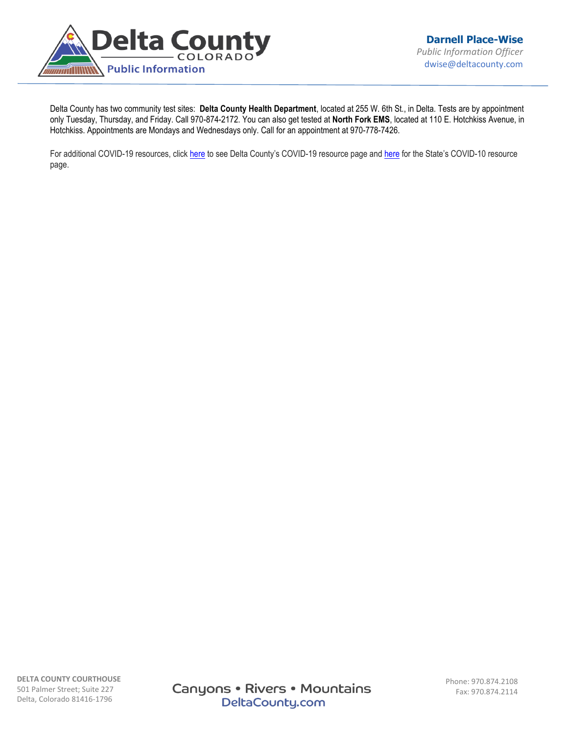Delta County has two community test sites: **Delta County Health Department**, located at 255 W. 6th St., in Delta. Tests are by appointment only Tuesday, Thursday, and Friday. Call 970-874-2172. You can also get tested at **North Fork EMS**, located at 110 E. Hotchkiss Avenue, in Hotchkiss. Appointments are Mondays and Wednesdays only. Call for an appointment at 970-778-7426.

For additional COVID-19 resources, click here to see Delta County's COVID-19 resource page and here for the State's COVID-10 resource page.